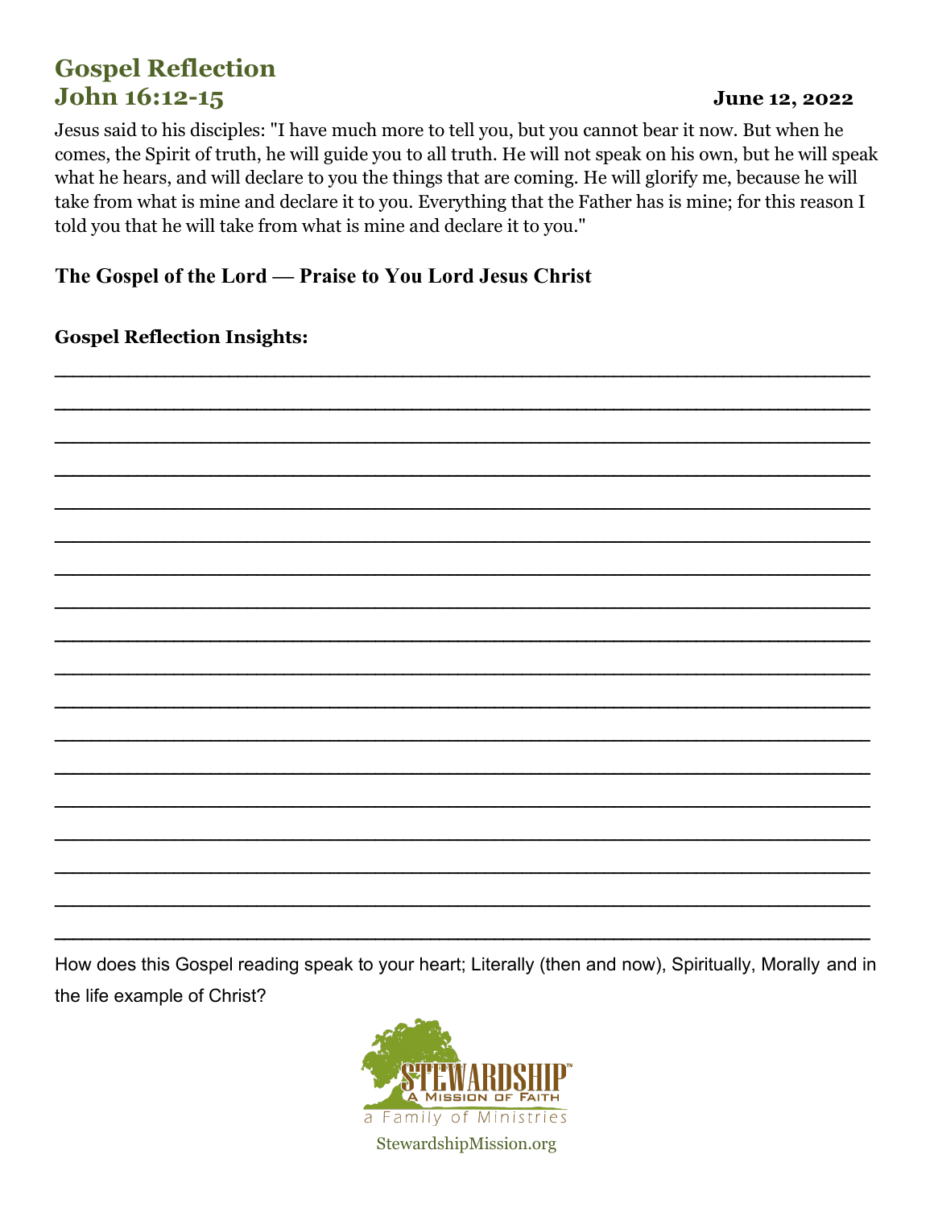# Gospel Reflection
# John 16:12-15

**June 12, 2022**

Jesus said to his disciples: "I have much more to tell you, but you cannot bear it now. But when he comes, the Spirit of truth, he will guide you to all truth. He will not speak on his own, but he will speak what he hears, and will declare to you the things that are coming. He will glorify me, because he will take from what is mine and declare it to you. Everything that the Father has is mine; for this reason I told you that he will take from what is mine and declare it to you."

**The Gospel of the Lord — Praise to You Lord Jesus Christ**

**Gospel Reflection Insights:**

______________________________________________________________________

______________________________________________________________________

______________________________________________________________________

______________________________________________________________________

______________________________________________________________________

______________________________________________________________________

______________________________________________________________________

______________________________________________________________________

______________________________________________________________________

______________________________________________________________________

______________________________________________________________________

______________________________________________________________________

______________________________________________________________________

______________________________________________________________________

______________________________________________________________________

______________________________________________________________________

______________________________________________________________________

______________________________________________________________________

How does this Gospel reading speak to your heart; Literally (then and now), Spiritually, Morally and in the life example of Christ?

STEWARDSHIP™
A Mission of Faith
a Family of Ministries

StewardshipMission.org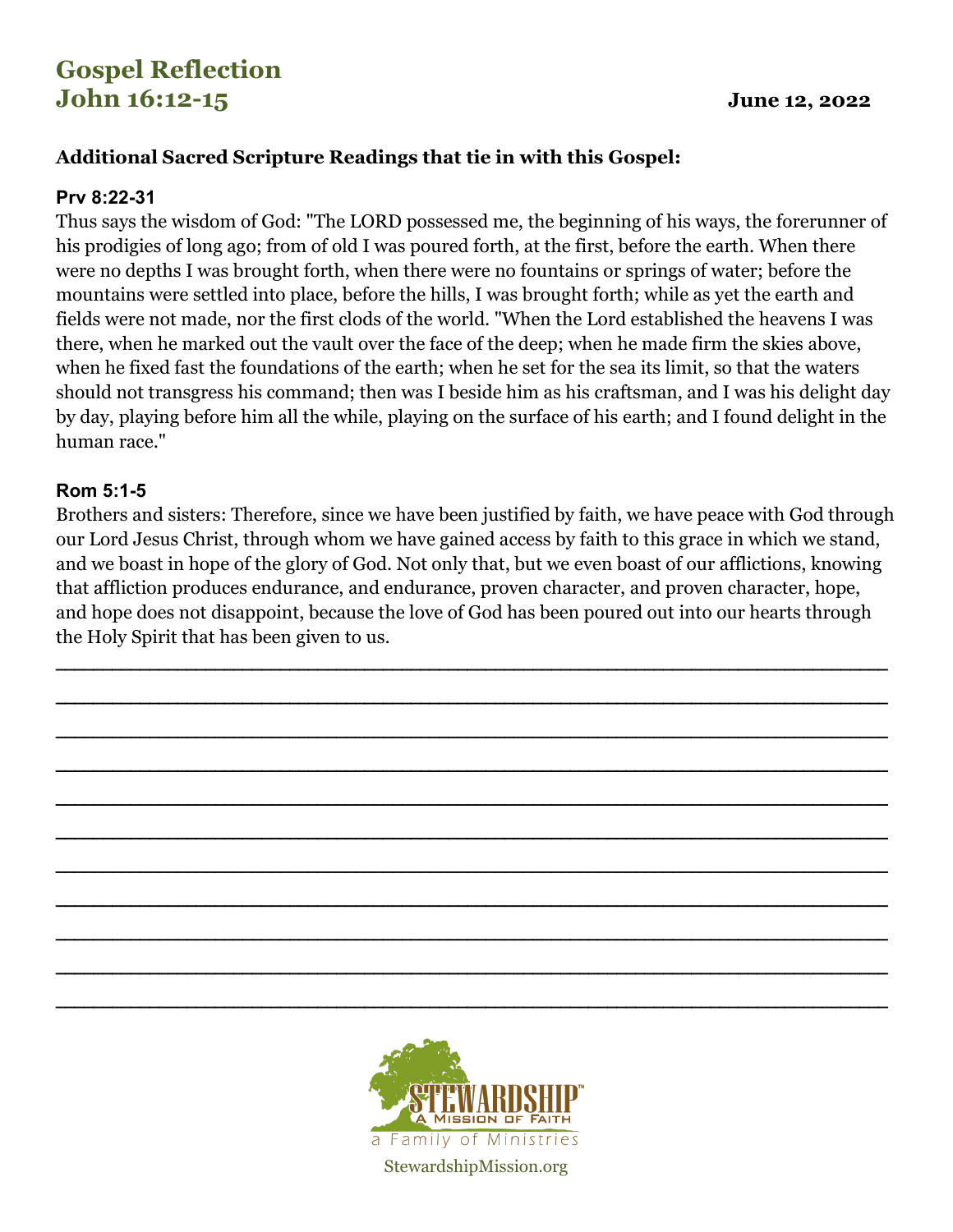# Gospel Reflection
# John 16:12-15

**June 12, 2022**

**Additional Sacred Scripture Readings that tie in with this Gospel:**

**Prv 8:22-31**

Thus says the wisdom of God: "The LORD possessed me, the beginning of his ways, the forerunner of his prodigies of long ago; from of old I was poured forth, at the first, before the earth. When there were no depths I was brought forth, when there were no fountains or springs of water; before the mountains were settled into place, before the hills, I was brought forth; while as yet the earth and fields were not made, nor the first clods of the world. "When the Lord established the heavens I was there, when he marked out the vault over the face of the deep; when he made firm the skies above, when he fixed fast the foundations of the earth; when he set for the sea its limit, so that the waters should not transgress his command; then was I beside him as his craftsman, and I was his delight day by day, playing before him all the while, playing on the surface of his earth; and I found delight in the human race."

**Rom 5:1-5**

Brothers and sisters: Therefore, since we have been justified by faith, we have peace with God through our Lord Jesus Christ, through whom we have gained access by faith to this grace in which we stand, and we boast in hope of the glory of God. Not only that, but we even boast of our afflictions, knowing that affliction produces endurance, and endurance, proven character, and proven character, hope, and hope does not disappoint, because the love of God has been poured out into our hearts through the Holy Spirit that has been given to us.

_______________________________________________________________

_______________________________________________________________

_______________________________________________________________

_______________________________________________________________

_______________________________________________________________

_______________________________________________________________

_______________________________________________________________

_______________________________________________________________

_______________________________________________________________

_______________________________________________________________

_______________________________________________________________

STEWARDSHIP™
A Mission of Faith
a Family of Ministries

StewardshipMission.org